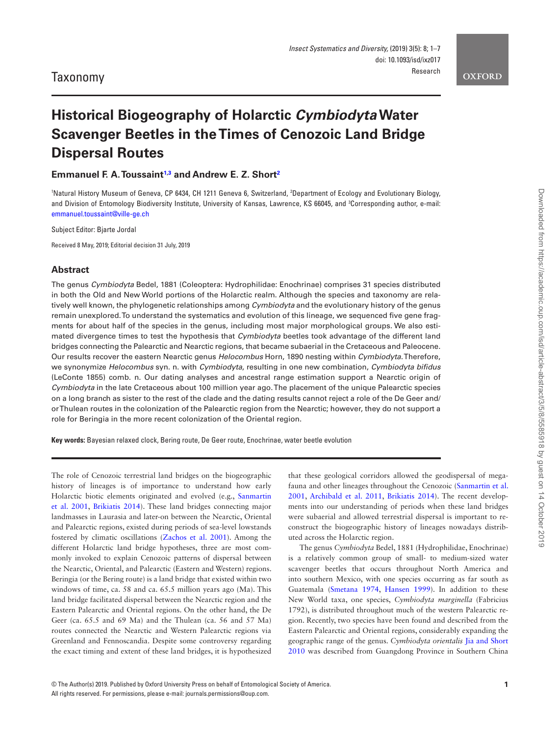Taxonomy

# Historical Biogeography of Holarctic *Cymbiodyta* Water Scavenger Beetles in the Times of Cenozoic Land Bridge Dispersal Routes

**Emmanuel F. A. Toussaint[1,3] and Andrew E. Z. Short[2]**

[1]Natural History Museum of Geneva, CP 6434, CH 1211 Geneva 6, Switzerland, [2]Department of Ecology and Evolutionary Biology, and Division of Entomology Biodiversity Institute, University of Kansas, Lawrence, KS 66045, and [3]Corresponding author, e-mail: emmanuel.toussaint@ville-ge.ch

Subject Editor: Bjarte Jordal

Received 8 May, 2019; Editorial decision 31 July, 2019

## Abstract

The genus *Cymbiodyta* Bedel, 1881 (Coleoptera: Hydrophilidae: Enochrinae) comprises 31 species distributed in both the Old and New World portions of the Holarctic realm. Although the species and taxonomy are relatively well known, the phylogenetic relationships among *Cymbiodyta* and the evolutionary history of the genus remain unexplored. To understand the systematics and evolution of this lineage, we sequenced five gene fragments for about half of the species in the genus, including most major morphological groups. We also estimated divergence times to test the hypothesis that *Cymbiodyta* beetles took advantage of the different land bridges connecting the Palearctic and Nearctic regions, that became subaerial in the Cretaceous and Paleocene. Our results recover the eastern Nearctic genus *Helocombus* Horn, 1890 nesting within *Cymbiodyta*. Therefore, we synonymize *Helocombus* syn. n. with *Cymbiodyta*, resulting in one new combination, *Cymbiodyta bifidus* (LeConte 1855) comb. n. Our dating analyses and ancestral range estimation support a Nearctic origin of *Cymbiodyta* in the late Cretaceous about 100 million year ago. The placement of the unique Palearctic species on a long branch as sister to the rest of the clade and the dating results cannot reject a role of the De Geer and/or Thulean routes in the colonization of the Palearctic region from the Nearctic; however, they do not support a role for Beringia in the more recent colonization of the Oriental region.

**Key words:** Bayesian relaxed clock, Bering route, De Geer route, Enochrinae, water beetle evolution

The role of Cenozoic terrestrial land bridges on the biogeographic history of lineages is of importance to understand how early Holarctic biotic elements originated and evolved (e.g., Sanmartin et al. 2001, Brikiatis 2014). These land bridges connecting major landmasses in Laurasia and later-on between the Nearctic, Oriental and Palearctic regions, existed during periods of sea-level lowstands fostered by climatic oscillations (Zachos et al. 2001). Among the different Holarctic land bridge hypotheses, three are most commonly invoked to explain Cenozoic patterns of dispersal between the Nearctic, Oriental, and Palearctic (Eastern and Western) regions. Beringia (or the Bering route) is a land bridge that existed within two windows of time, ca. 58 and ca. 65.5 million years ago (Ma). This land bridge facilitated dispersal between the Nearctic region and the Eastern Palearctic and Oriental regions. On the other hand, the De Geer (ca. 65.5 and 69 Ma) and the Thulean (ca. 56 and 57 Ma) routes connected the Nearctic and Western Palearctic regions via Greenland and Fennoscandia. Despite some controversy regarding the exact timing and extent of these land bridges, it is hypothesized that these geological corridors allowed the geodispersal of megafauna and other lineages throughout the Cenozoic (Sanmartin et al. 2001, Archibald et al. 2011, Brikiatis 2014). The recent developments into our understanding of periods when these land bridges were subaerial and allowed terrestrial dispersal is important to reconstruct the biogeographic history of lineages nowadays distributed across the Holarctic region.

The genus *Cymbiodyta* Bedel, 1881 (Hydrophilidae, Enochrinae) is a relatively common group of small- to medium-sized water scavenger beetles that occurs throughout North America and into southern Mexico, with one species occurring as far south as Guatemala (Smetana 1974, Hansen 1999). In addition to these New World taxa, one species, *Cymbiodyta marginella* (Fabricius 1792), is distributed throughout much of the western Palearctic region. Recently, two species have been found and described from the Eastern Palearctic and Oriental regions, considerably expanding the geographic range of the genus. *Cymbiodyta orientalis* Jia and Short 2010 was described from Guangdong Province in Southern China

© The Author(s) 2019. Published by Oxford University Press on behalf of Entomological Society of America. All rights reserved. For permissions, please e-mail: journals.permissions@oup.com.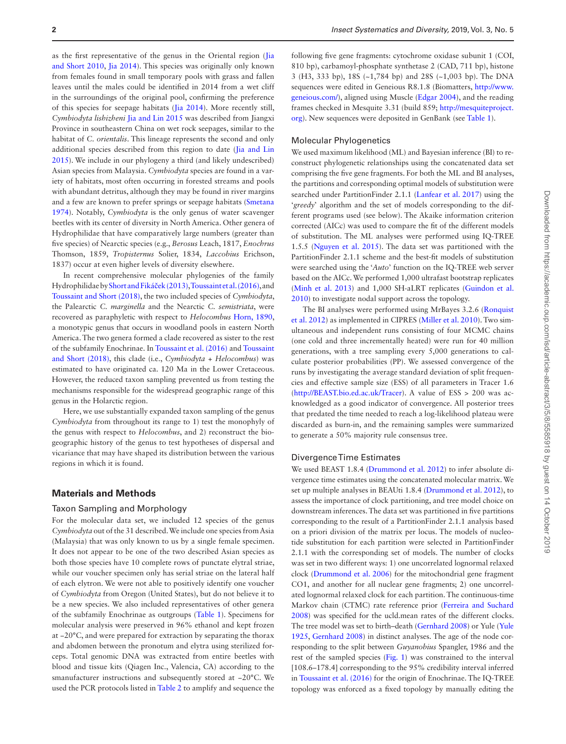as the first representative of the genus in the Oriental region (Jia and Short 2010, Jia 2014). This species was originally only known from females found in small temporary pools with grass and fallen leaves until the males could be identified in 2014 from a wet cliff in the surroundings of the original pool, confirming the preference of this species for seepage habitats (Jia 2014). More recently still, *Cymbiodyta lishizheni* Jia and Lin 2015 was described from Jiangxi Province in southeastern China on wet rock seepages, similar to the habitat of *C. orientalis*. This lineage represents the second and only additional species described from this region to date (Jia and Lin 2015). We include in our phylogeny a third (and likely undescribed) Asian species from Malaysia. *Cymbiodyta* species are found in a variety of habitats, most often occurring in forested streams and pools with abundant detritus, although they may be found in river margins and a few are known to prefer springs or seepage habitats (Smetana 1974). Notably, *Cymbiodyta* is the only genus of water scavenger beetles with its center of diversity in North America. Other genera of Hydrophilidae that have comparatively large numbers (greater than five species) of Nearctic species (e.g., *Berosus* Leach, 1817, *Enochrus* Thomson, 1859, *Tropisternus* Solier, 1834, *Laccobius* Erichson, 1837) occur at even higher levels of diversity elsewhere.

In recent comprehensive molecular phylogenies of the family Hydrophilidae by Short and Fikáček (2013), Toussaint et al. (2016), and Toussaint and Short (2018), the two included species of *Cymbiodyta*, the Palearctic *C. marginella* and the Nearctic *C. semistriata*, were recovered as paraphyletic with respect to *Helocombus* Horn, 1890, a monotypic genus that occurs in woodland pools in eastern North America. The two genera formed a clade recovered as sister to the rest of the subfamily Enochrinae. In Toussaint et al. (2016) and Toussaint and Short (2018), this clade (i.e., *Cymbiodyta* + *Helocombus*) was estimated to have originated ca. 120 Ma in the Lower Cretaceous. However, the reduced taxon sampling prevented us from testing the mechanisms responsible for the widespread geographic range of this genus in the Holarctic region.

Here, we use substantially expanded taxon sampling of the genus *Cymbiodyta* from throughout its range to 1) test the monophyly of the genus with respect to *Helocombus*, and 2) reconstruct the biogeographic history of the genus to test hypotheses of dispersal and vicariance that may have shaped its distribution between the various regions in which it is found.

## Materials and Methods

### Taxon Sampling and Morphology

For the molecular data set, we included 12 species of the genus *Cymbiodyta* out of the 31 described. We include one species from Asia (Malaysia) that was only known to us by a single female specimen. It does not appear to be one of the two described Asian species as both those species have 10 complete rows of punctate elytral striae, while our voucher specimen only has serial striae on the lateral half of each elytron. We were not able to positively identify one voucher of *Cymbiodyta* from Oregon (United States), but do not believe it to be a new species. We also included representatives of other genera of the subfamily Enochrinae as outgroups (Table 1). Specimens for molecular analysis were preserved in 96% ethanol and kept frozen at −20°C, and were prepared for extraction by separating the thorax and abdomen between the pronotum and elytra using sterilized forceps. Total genomic DNA was extracted from entire beetles with blood and tissue kits (Qiagen Inc., Valencia, CA) according to the smanufacturer instructions and subsequently stored at −20°C. We used the PCR protocols listed in Table 2 to amplify and sequence the following five gene fragments: cytochrome oxidase subunit 1 (COI, 810 bp), carbamoyl-phosphate synthetase 2 (CAD, 711 bp), histone 3 (H3, 333 bp), 18S (~1,784 bp) and 28S (~1,003 bp). The DNA sequences were edited in Geneious R8.1.8 (Biomatters, http://www.geneious.com/), aligned using Muscle (Edgar 2004), and the reading frames checked in Mesquite 3.31 (build 859; http://mesquiteproject.org). New sequences were deposited in GenBank (see Table 1).

### Molecular Phylogenetics

We used maximum likelihood (ML) and Bayesian inference (BI) to reconstruct phylogenetic relationships using the concatenated data set comprising the five gene fragments. For both the ML and BI analyses, the partitions and corresponding optimal models of substitution were searched under PartitionFinder 2.1.1 (Lanfear et al. 2017) using the '*greedy*' algorithm and the set of models corresponding to the different programs used (see below). The Akaike information criterion corrected (AICc) was used to compare the fit of the different models of substitution. The ML analyses were performed using IQ-TREE 1.5.5 (Nguyen et al. 2015). The data set was partitioned with the PartitionFinder 2.1.1 scheme and the best-fit models of substitution were searched using the '*Auto*' function on the IQ-TREE web server based on the AICc. We performed 1,000 ultrafast bootstrap replicates (Minh et al. 2013) and 1,000 SH-aLRT replicates (Guindon et al. 2010) to investigate nodal support across the topology.

The BI analyses were performed using MrBayes 3.2.6 (Ronquist et al. 2012) as implemented in CIPRES (Miller et al. 2010). Two simultaneous and independent runs consisting of four MCMC chains (one cold and three incrementally heated) were run for 40 million generations, with a tree sampling every 5,000 generations to calculate posterior probabilities (PP). We assessed convergence of the runs by investigating the average standard deviation of split frequencies and effective sample size (ESS) of all parameters in Tracer 1.6 (http://BEAST.bio.ed.ac.uk/Tracer). A value of ESS > 200 was acknowledged as a good indicator of convergence. All posterior trees that predated the time needed to reach a log-likelihood plateau were discarded as burn-in, and the remaining samples were summarized to generate a 50% majority rule consensus tree.

### Divergence Time Estimates

We used BEAST 1.8.4 (Drummond et al. 2012) to infer absolute divergence time estimates using the concatenated molecular matrix. We set up multiple analyses in BEAUti 1.8.4 (Drummond et al. 2012), to assess the importance of clock partitioning, and tree model choice on downstream inferences. The data set was partitioned in five partitions corresponding to the result of a PartitionFinder 2.1.1 analysis based on a priori division of the matrix per locus. The models of nucleotide substitution for each partition were selected in PartitionFinder 2.1.1 with the corresponding set of models. The number of clocks was set in two different ways: 1) one uncorrelated lognormal relaxed clock (Drummond et al. 2006) for the mitochondrial gene fragment CO1, and another for all nuclear gene fragments; 2) one uncorrelated lognormal relaxed clock for each partition. The continuous-time Markov chain (CTMC) rate reference prior (Ferreira and Suchard 2008) was specified for the ucld.mean rates of the different clocks. The tree model was set to birth–death (Gernhard 2008) or Yule (Yule 1925, Gernhard 2008) in distinct analyses. The age of the node corresponding to the split between *Guyanobius* Spangler, 1986 and the rest of the sampled species (Fig. 1) was constrained to the interval [108.6–178.4] corresponding to the 95% credibility interval inferred in Toussaint et al. (2016) for the origin of Enochrinae. The IQ-TREE topology was enforced as a fixed topology by manually editing the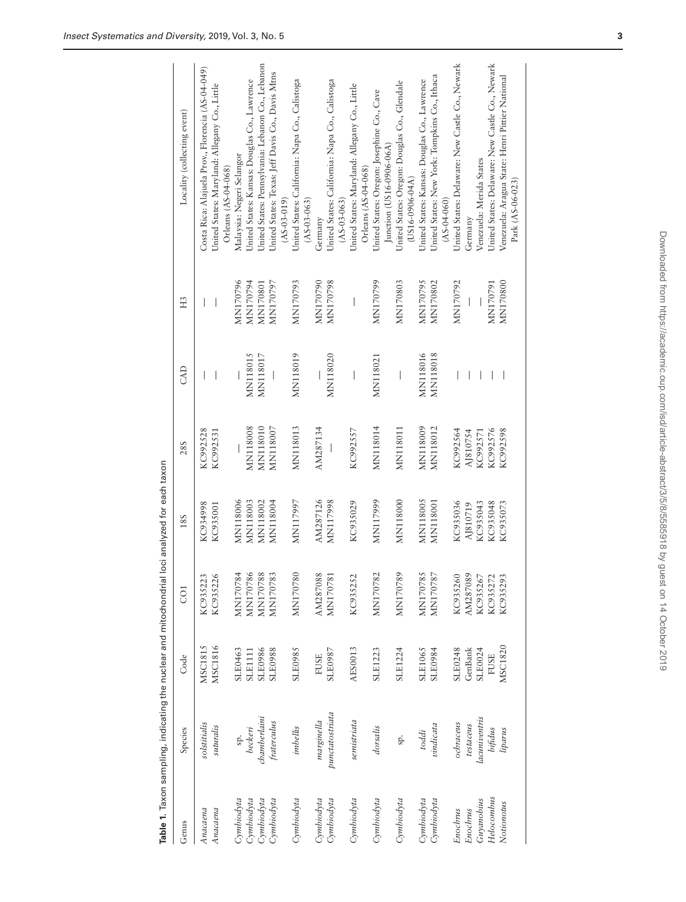**Table 1.** Taxon sampling, indicating the nuclear and mitochondrial loci analyzed for each taxon

| Genus | Species | Code | CO1 | 18S | 28S | CAD | H3 | Locality (collecting event) |
|---|---|---|---|---|---|---|---|---|
| *Anacaena* | *solstitialis* | MSC1815 | KC935223 | KC934998 | KC992528 | — | — | Costa Rica: Alajuela Prov., Florencia (AS-04-049) |
| *Anacaena* | *suturalis* | MSC1816 | KC935226 | KC935001 | KC992531 | — | — | United States: Maryland: Allegany Co., Little Orleans (AS-04-068) |
| *Cymbiodyta* | sp. | SLE0463 | MN170784 | MN118006 | — | — | MN170796 | Malaysia: Negeri Selangor |
| *Cymbiodyta* | *beckeri* | SLE1111 | MN170786 | MN118003 | MN118008 | MN118015 | MN170794 | United States: Kansas: Douglas Co., Lawrence |
| *Cymbiodyta* | *chamberlaini* | SLE0986 | MN170788 | MN118002 | MN118010 | MN118017 | MN170801 | United States: Pennsylvania: Lebanon Co., Lebanon |
| *Cymbiodyta* | *fraterculus* | SLE0988 | MN170783 | MN118004 | MN118007 | — | MN170797 | United States: Texas: Jeff Davis Co., Davis Mtns (AS-03-019) |
| *Cymbiodyta* | *imbellis* | SLE0985 | MN170780 | MN117997 | MN118013 | MN118019 | MN170793 | United States: California: Napa Co., Calistoga (AS-03-063) |
| *Cymbiodyta* | *marginella* | FUSE | AM287088 | AM287126 | AM287134 | — | MN170790 | Germany |
| *Cymbiodyta* | *punctatostriata* | SLE0987 | MN170781 | MN117998 | — | MN118020 | MN170798 | United States: California: Napa Co., Calistoga (AS-03-063) |
| *Cymbiodyta* | *semistriata* | AES0013 | KC935252 | KC935029 | KC992557 | — | — | United States: Maryland: Allegany Co., Little Orleans (AS-04-068) |
| *Cymbiodyta* | *dorsalis* | SLE1223 | MN170782 | MN117999 | MN118014 | MN118021 | MN170799 | United States: Oregon: Josephine Co., Cave Junction (US16-0906-06A) |
| *Cymbiodyta* | sp. | SLE1224 | MN170789 | MN118000 | MN118011 | — | MN170803 | United States: Oregon: Douglas Co., Glendale (US16-0906-04A) |
| *Cymbiodyta* | *toddi* | SLE1065 | MN170785 | MN118005 | MN118009 | MN118016 | MN170795 | United States: Kansas: Douglas Co., Lawrence |
| *Cymbiodyta* | *vindicata* | SLE0984 | MN170787 | MN118001 | MN118012 | MN118018 | MN170802 | United States: New York: Tompkins Co., Ithaca (AS-04-060) |
| *Enochrus* | *ochraceus* | SLE0248 | KC935260 | KC935036 | KC992564 | — | MN170792 | United States: Delaware: New Castle Co., Newark |
| *Enochrus* | *testaceus* | GenBank | AM287089 | AJ810719 | AJ810754 | — | — | Germany |
| *Guyanobius* | *lacuniventris* | SLE0024 | KC935267 | KC935043 | KC992571 | — | — | Venezuela: Merida States |
| *Helocombus* | *bifidus* | FUSE | KC935272 | KC935048 | KC992576 | — | MN170791 | United States: Delaware: New Castle Co., Newark |
| *Notionotus* | *liparus* | MSC1820 | KC935293 | KC935073 | KC992598 | — | MN170800 | Venezuela: Aragua State: Henri Pittier National Park (AS-06-023) |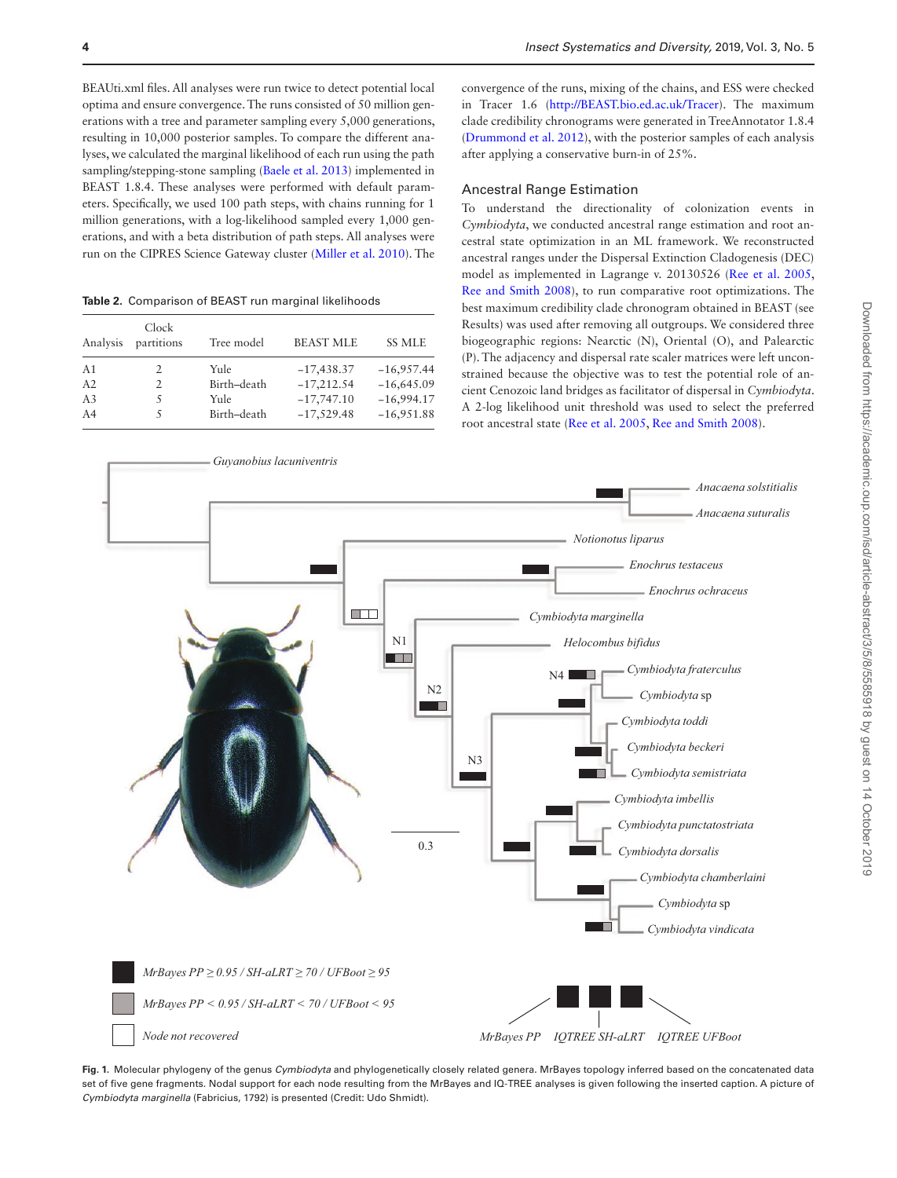BEAUti.xml files. All analyses were run twice to detect potential local optima and ensure convergence. The runs consisted of 50 million generations with a tree and parameter sampling every 5,000 generations, resulting in 10,000 posterior samples. To compare the different analyses, we calculated the marginal likelihood of each run using the path sampling/stepping-stone sampling (Baele et al. 2013) implemented in BEAST 1.8.4. These analyses were performed with default parameters. Specifically, we used 100 path steps, with chains running for 1 million generations, with a log-likelihood sampled every 1,000 generations, and with a beta distribution of path steps. All analyses were run on the CIPRES Science Gateway cluster (Miller et al. 2010). The convergence of the runs, mixing of the chains, and ESS were checked in Tracer 1.6 (http://BEAST.bio.ed.ac.uk/Tracer). The maximum clade credibility chronograms were generated in TreeAnnotator 1.8.4 (Drummond et al. 2012), with the posterior samples of each analysis after applying a conservative burn-in of 25%.

**Table 2.** Comparison of BEAST run marginal likelihoods

| Analysis | Clock partitions | Tree model | BEAST MLE | SS MLE |
|---|---|---|---|---|
| A1 | 2 | Yule | −17,438.37 | −16,957.44 |
| A2 | 2 | Birth–death | −17,212.54 | −16,645.09 |
| A3 | 5 | Yule | −17,747.10 | −16,994.17 |
| A4 | 5 | Birth–death | −17,529.48 | −16,951.88 |

## Ancestral Range Estimation

To understand the directionality of colonization events in *Cymbiodyta*, we conducted ancestral range estimation and root ancestral state optimization in an ML framework. We reconstructed ancestral ranges under the Dispersal Extinction Cladogenesis (DEC) model as implemented in Lagrange v. 20130526 (Ree et al. 2005, Ree and Smith 2008), to run comparative root optimizations. The best maximum credibility clade chronogram obtained in BEAST (see Results) was used after removing all outgroups. We considered three biogeographic regions: Nearctic (N), Oriental (O), and Palearctic (P). The adjacency and dispersal rate scaler matrices were left unconstrained because the objective was to test the potential role of ancient Cenozoic land bridges as facilitator of dispersal in *Cymbiodyta*. A 2-log likelihood unit threshold was used to select the preferred root ancestral state (Ree et al. 2005, Ree and Smith 2008).

**Fig. 1.** Molecular phylogeny of the genus *Cymbiodyta* and phylogenetically closely related genera. MrBayes topology inferred based on the concatenated data set of five gene fragments. Nodal support for each node resulting from the MrBayes and IQ-TREE analyses is given following the inserted caption. A picture of *Cymbiodyta marginella* (Fabricius, 1792) is presented (Credit: Udo Shmidt).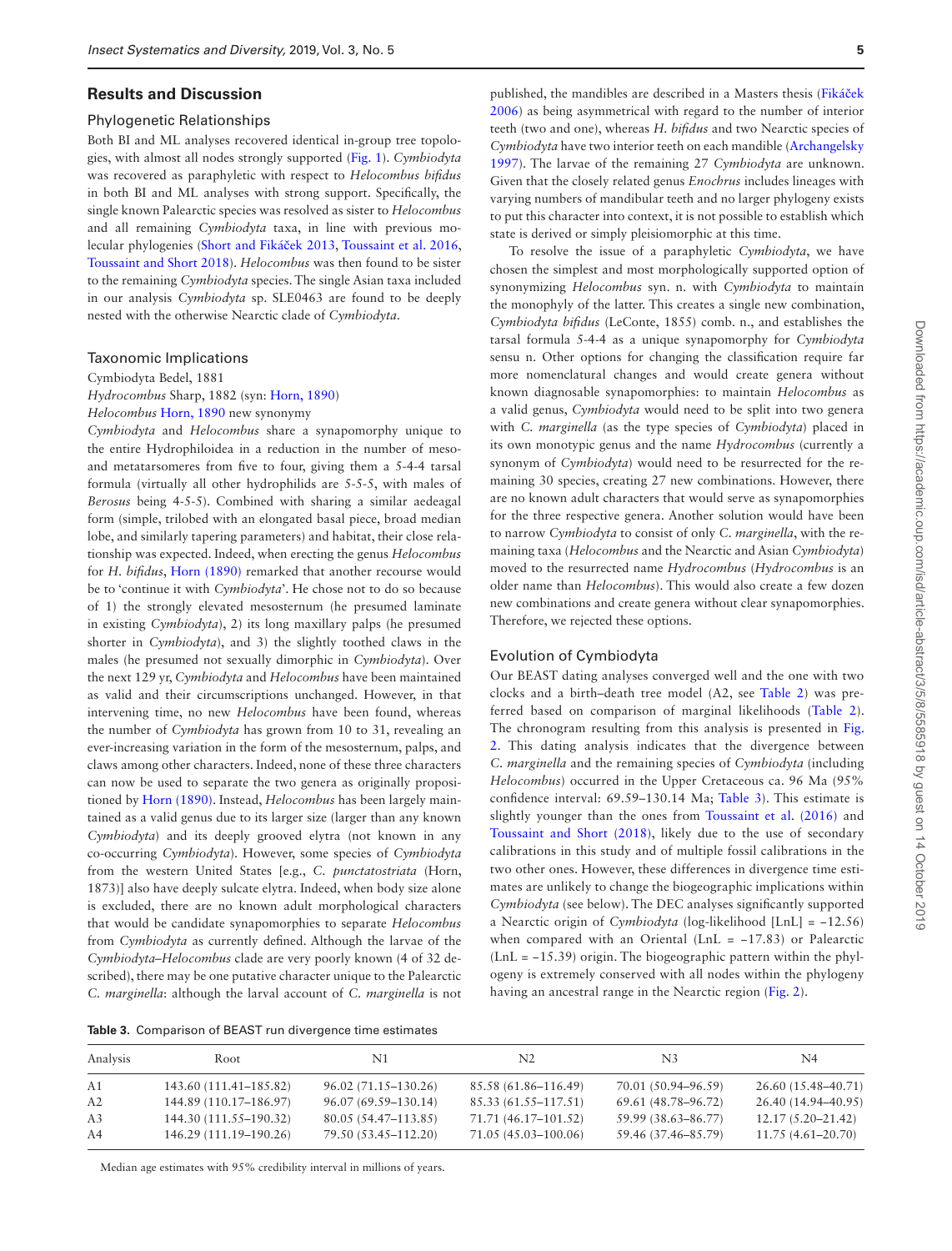## Results and Discussion

### Phylogenetic Relationships

Both BI and ML analyses recovered identical in-group tree topologies, with almost all nodes strongly supported (Fig. 1). *Cymbiodyta* was recovered as paraphyletic with respect to *Helocombus bifidus* in both BI and ML analyses with strong support. Specifically, the single known Palearctic species was resolved as sister to *Helocombus* and all remaining *Cymbiodyta* taxa, in line with previous molecular phylogenies (Short and Fikáček 2013, Toussaint et al. 2016, Toussaint and Short 2018). *Helocombus* was then found to be sister to the remaining *Cymbiodyta* species. The single Asian taxa included in our analysis *Cymbiodyta* sp. SLE0463 are found to be deeply nested with the otherwise Nearctic clade of *Cymbiodyta*.

### Taxonomic Implications

Cymbiodyta Bedel, 1881

*Hydrocombus* Sharp, 1882 (syn: Horn, 1890)

*Helocombus* Horn, 1890 new synonymy

*Cymbiodyta* and *Helocombus* share a synapomorphy unique to the entire Hydrophiloidea in a reduction in the number of meso- and metatarsomeres from five to four, giving them a 5-4-4 tarsal formula (virtually all other hydrophilids are 5-5-5, with males of *Berosus* being 4-5-5). Combined with sharing a similar aedeagal form (simple, trilobed with an elongated basal piece, broad median lobe, and similarly tapering parameters) and habitat, their close relationship was expected. Indeed, when erecting the genus *Helocombus* for *H. bifidus*, Horn (1890) remarked that another recourse would be to 'continue it with *Cymbiodyta*'. He chose not to do so because of 1) the strongly elevated mesosternum (he presumed laminate in existing *Cymbiodyta*), 2) its long maxillary palps (he presumed shorter in *Cymbiodyta*), and 3) the slightly toothed claws in the males (he presumed not sexually dimorphic in *Cymbiodyta*). Over the next 129 yr, *Cymbiodyta* and *Helocombus* have been maintained as valid and their circumscriptions unchanged. However, in that intervening time, no new *Helocombus* have been found, whereas the number of *Cymbiodyta* has grown from 10 to 31, revealing an ever-increasing variation in the form of the mesosternum, palps, and claws among other characters. Indeed, none of these three characters can now be used to separate the two genera as originally propositioned by Horn (1890). Instead, *Helocombus* has been largely maintained as a valid genus due to its larger size (larger than any known *Cymbiodyta*) and its deeply grooved elytra (not known in any co-occurring *Cymbiodyta*). However, some species of *Cymbiodyta* from the western United States [e.g., *C. punctatostriata* (Horn, 1873)] also have deeply sulcate elytra. Indeed, when body size alone is excluded, there are no known adult morphological characters that would be candidate synapomorphies to separate *Helocombus* from *Cymbiodyta* as currently defined. Although the larvae of the *Cymbiodyta*–*Helocombus* clade are very poorly known (4 of 32 described), there may be one putative character unique to the Palearctic *C. marginella*: although the larval account of *C. marginella* is not published, the mandibles are described in a Masters thesis (Fikáček 2006) as being asymmetrical with regard to the number of interior teeth (two and one), whereas *H. bifidus* and two Nearctic species of *Cymbiodyta* have two interior teeth on each mandible (Archangelsky 1997). The larvae of the remaining 27 *Cymbiodyta* are unknown. Given that the closely related genus *Enochrus* includes lineages with varying numbers of mandibular teeth and no larger phylogeny exists to put this character into context, it is not possible to establish which state is derived or simply pleisiomorphic at this time.

To resolve the issue of a paraphyletic *Cymbiodyta*, we have chosen the simplest and most morphologically supported option of synonymizing *Helocombus* syn. n. with *Cymbiodyta* to maintain the monophyly of the latter. This creates a single new combination, *Cymbiodyta bifidus* (LeConte, 1855) comb. n., and establishes the tarsal formula 5-4-4 as a unique synapomorphy for *Cymbiodyta* sensu n. Other options for changing the classification require far more nomenclatural changes and would create genera without known diagnosable synapomorphies: to maintain *Helocombus* as a valid genus, *Cymbiodyta* would need to be split into two genera with *C. marginella* (as the type species of *Cymbiodyta*) placed in its own monotypic genus and the name *Hydrocombus* (currently a synonym of *Cymbiodyta*) would need to be resurrected for the remaining 30 species, creating 27 new combinations. However, there are no known adult characters that would serve as synapomorphies for the three respective genera. Another solution would have been to narrow *Cymbiodyta* to consist of only *C. marginella*, with the remaining taxa (*Helocombus* and the Nearctic and Asian *Cymbiodyta*) moved to the resurrected name *Hydrocombus* (*Hydrocombus* is an older name than *Helocombus*). This would also create a few dozen new combinations and create genera without clear synapomorphies. Therefore, we rejected these options.

### Evolution of Cymbiodyta

Our BEAST dating analyses converged well and the one with two clocks and a birth–death tree model (A2, see Table 2) was preferred based on comparison of marginal likelihoods (Table 2). The chronogram resulting from this analysis is presented in Fig. 2. This dating analysis indicates that the divergence between *C. marginella* and the remaining species of *Cymbiodyta* (including *Helocombus*) occurred in the Upper Cretaceous ca. 96 Ma (95% confidence interval: 69.59–130.14 Ma; Table 3). This estimate is slightly younger than the ones from Toussaint et al. (2016) and Toussaint and Short (2018), likely due to the use of secondary calibrations in this study and of multiple fossil calibrations in the two other ones. However, these differences in divergence time estimates are unlikely to change the biogeographic implications within *Cymbiodyta* (see below). The DEC analyses significantly supported a Nearctic origin of *Cymbiodyta* (log-likelihood [LnL] = −12.56) when compared with an Oriental (LnL = −17.83) or Palearctic (LnL = −15.39) origin. The biogeographic pattern within the phylogeny is extremely conserved with all nodes within the phylogeny having an ancestral range in the Nearctic region (Fig. 2).

**Table 3.** Comparison of BEAST run divergence time estimates

| Analysis | Root | N1 | N2 | N3 | N4 |
|---|---|---|---|---|---|
| A1 | 143.60 (111.41–185.82) | 96.02 (71.15–130.26) | 85.58 (61.86–116.49) | 70.01 (50.94–96.59) | 26.60 (15.48–40.71) |
| A2 | 144.89 (110.17–186.97) | 96.07 (69.59–130.14) | 85.33 (61.55–117.51) | 69.61 (48.78–96.72) | 26.40 (14.94–40.95) |
| A3 | 144.30 (111.55–190.32) | 80.05 (54.47–113.85) | 71.71 (46.17–101.52) | 59.99 (38.63–86.77) | 12.17 (5.20–21.42) |
| A4 | 146.29 (111.19–190.26) | 79.50 (53.45–112.20) | 71.05 (45.03–100.06) | 59.46 (37.46–85.79) | 11.75 (4.61–20.70) |

Median age estimates with 95% credibility interval in millions of years.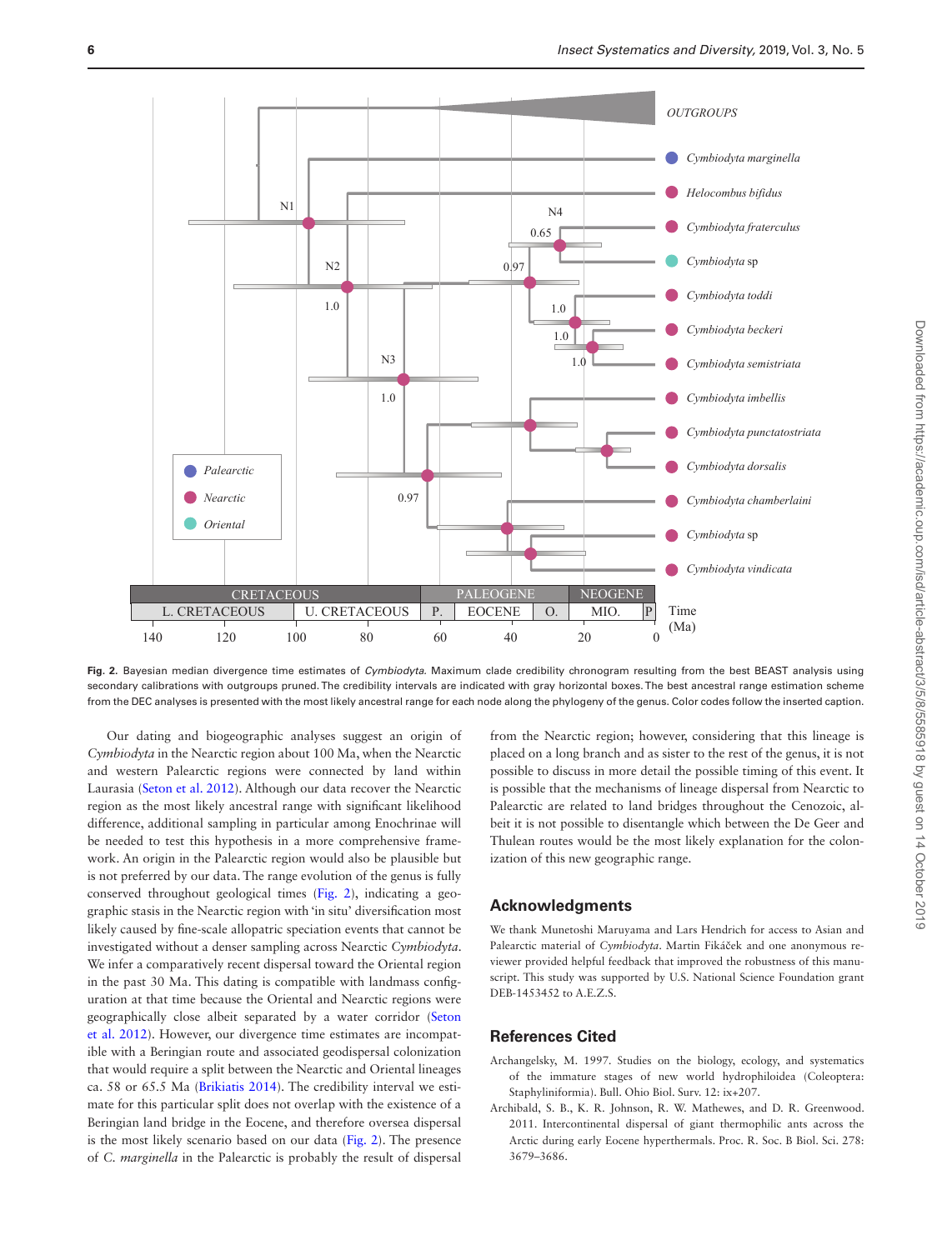**Fig. 2.** Bayesian median divergence time estimates of *Cymbiodyta*. Maximum clade credibility chronogram resulting from the best BEAST analysis using secondary calibrations with outgroups pruned. The credibility intervals are indicated with gray horizontal boxes. The best ancestral range estimation scheme from the DEC analyses is presented with the most likely ancestral range for each node along the phylogeny of the genus. Color codes follow the inserted caption.

Our dating and biogeographic analyses suggest an origin of *Cymbiodyta* in the Nearctic region about 100 Ma, when the Nearctic and western Palearctic regions were connected by land within Laurasia (Seton et al. 2012). Although our data recover the Nearctic region as the most likely ancestral range with significant likelihood difference, additional sampling in particular among Enochrinae will be needed to test this hypothesis in a more comprehensive framework. An origin in the Palearctic region would also be plausible but is not preferred by our data. The range evolution of the genus is fully conserved throughout geological times (Fig. 2), indicating a geographic stasis in the Nearctic region with 'in situ' diversification most likely caused by fine-scale allopatric speciation events that cannot be investigated without a denser sampling across Nearctic *Cymbiodyta*. We infer a comparatively recent dispersal toward the Oriental region in the past 30 Ma. This dating is compatible with landmass configuration at that time because the Oriental and Nearctic regions were geographically close albeit separated by a water corridor (Seton et al. 2012). However, our divergence time estimates are incompatible with a Beringian route and associated geodispersal colonization that would require a split between the Nearctic and Oriental lineages ca. 58 or 65.5 Ma (Brikiatis 2014). The credibility interval we estimate for this particular split does not overlap with the existence of a Beringian land bridge in the Eocene, and therefore oversea dispersal is the most likely scenario based on our data (Fig. 2). The presence of *C. marginella* in the Palearctic is probably the result of dispersal from the Nearctic region; however, considering that this lineage is placed on a long branch and as sister to the rest of the genus, it is not possible to discuss in more detail the possible timing of this event. It is possible that the mechanisms of lineage dispersal from Nearctic to Palearctic are related to land bridges throughout the Cenozoic, albeit it is not possible to disentangle which between the De Geer and Thulean routes would be the most likely explanation for the colonization of this new geographic range.

## Acknowledgments

We thank Munetoshi Maruyama and Lars Hendrich for access to Asian and Palearctic material of *Cymbiodyta*. Martin Fikáček and one anonymous reviewer provided helpful feedback that improved the robustness of this manuscript. This study was supported by U.S. National Science Foundation grant DEB-1453452 to A.E.Z.S.

## References Cited

Archangelsky, M. 1997. Studies on the biology, ecology, and systematics of the immature stages of new world hydrophiloidea (Coleoptera: Staphyliniformia). Bull. Ohio Biol. Surv. 12: ix+207.

Archibald, S. B., K. R. Johnson, R. W. Mathewes, and D. R. Greenwood. 2011. Intercontinental dispersal of giant thermophilic ants across the Arctic during early Eocene hyperthermals. Proc. R. Soc. B Biol. Sci. 278: 3679–3686.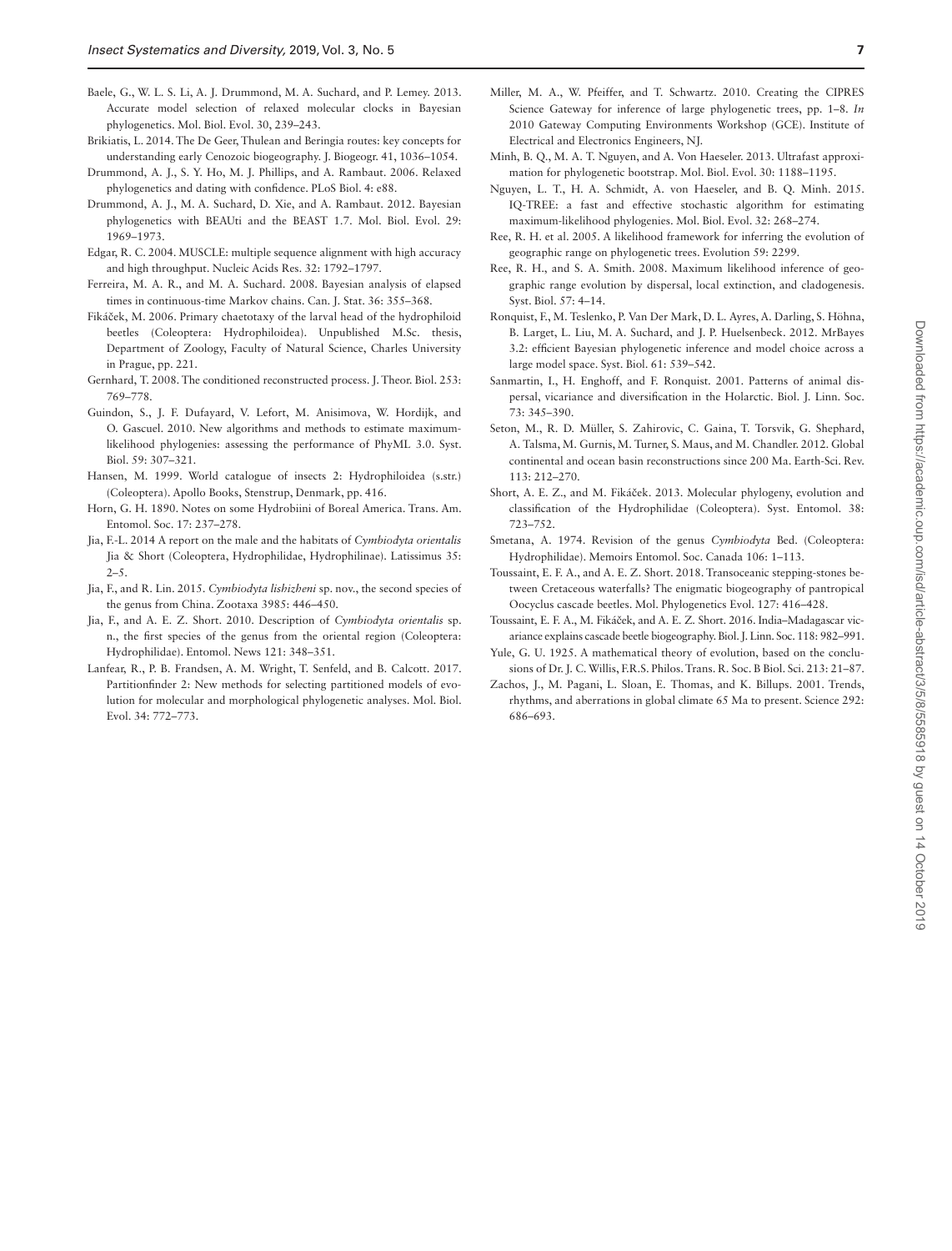Baele, G., W. L. S. Li, A. J. Drummond, M. A. Suchard, and P. Lemey. 2013. Accurate model selection of relaxed molecular clocks in Bayesian phylogenetics. Mol. Biol. Evol. 30, 239–243.

Brikiatis, L. 2014. The De Geer, Thulean and Beringia routes: key concepts for understanding early Cenozoic biogeography. J. Biogeogr. 41, 1036–1054.

Drummond, A. J., S. Y. Ho, M. J. Phillips, and A. Rambaut. 2006. Relaxed phylogenetics and dating with confidence. PLoS Biol. 4: e88.

Drummond, A. J., M. A. Suchard, D. Xie, and A. Rambaut. 2012. Bayesian phylogenetics with BEAUti and the BEAST 1.7. Mol. Biol. Evol. 29: 1969–1973.

Edgar, R. C. 2004. MUSCLE: multiple sequence alignment with high accuracy and high throughput. Nucleic Acids Res. 32: 1792–1797.

Ferreira, M. A. R., and M. A. Suchard. 2008. Bayesian analysis of elapsed times in continuous-time Markov chains. Can. J. Stat. 36: 355–368.

Fikáček, M. 2006. Primary chaetotaxy of the larval head of the hydrophiloid beetles (Coleoptera: Hydrophiloidea). Unpublished M.Sc. thesis, Department of Zoology, Faculty of Natural Science, Charles University in Prague, pp. 221.

Gernhard, T. 2008. The conditioned reconstructed process. J. Theor. Biol. 253: 769–778.

Guindon, S., J. F. Dufayard, V. Lefort, M. Anisimova, W. Hordijk, and O. Gascuel. 2010. New algorithms and methods to estimate maximum-likelihood phylogenies: assessing the performance of PhyML 3.0. Syst. Biol. 59: 307–321.

Hansen, M. 1999. World catalogue of insects 2: Hydrophiloidea (s.str.) (Coleoptera). Apollo Books, Stenstrup, Denmark, pp. 416.

Horn, G. H. 1890. Notes on some Hydrobiini of Boreal America. Trans. Am. Entomol. Soc. 17: 237–278.

Jia, F.-L. 2014 A report on the male and the habitats of *Cymbiodyta orientalis* Jia & Short (Coleoptera, Hydrophilidae, Hydrophilinae). Latissimus 35: 2–5.

Jia, F., and R. Lin. 2015. *Cymbiodyta lishizheni* sp. nov., the second species of the genus from China. Zootaxa 3985: 446–450.

Jia, F., and A. E. Z. Short. 2010. Description of *Cymbiodyta orientalis* sp. n., the first species of the genus from the oriental region (Coleoptera: Hydrophilidae). Entomol. News 121: 348–351.

Lanfear, R., P. B. Frandsen, A. M. Wright, T. Senfeld, and B. Calcott. 2017. Partitionfinder 2: New methods for selecting partitioned models of evolution for molecular and morphological phylogenetic analyses. Mol. Biol. Evol. 34: 772–773.

Miller, M. A., W. Pfeiffer, and T. Schwartz. 2010. Creating the CIPRES Science Gateway for inference of large phylogenetic trees, pp. 1–8. *In* 2010 Gateway Computing Environments Workshop (GCE). Institute of Electrical and Electronics Engineers, NJ.

Minh, B. Q., M. A. T. Nguyen, and A. Von Haeseler. 2013. Ultrafast approximation for phylogenetic bootstrap. Mol. Biol. Evol. 30: 1188–1195.

Nguyen, L. T., H. A. Schmidt, A. von Haeseler, and B. Q. Minh. 2015. IQ-TREE: a fast and effective stochastic algorithm for estimating maximum-likelihood phylogenies. Mol. Biol. Evol. 32: 268–274.

Ree, R. H. et al. 2005. A likelihood framework for inferring the evolution of geographic range on phylogenetic trees. Evolution 59: 2299.

Ree, R. H., and S. A. Smith. 2008. Maximum likelihood inference of geographic range evolution by dispersal, local extinction, and cladogenesis. Syst. Biol. 57: 4–14.

Ronquist, F., M. Teslenko, P. Van Der Mark, D. L. Ayres, A. Darling, S. Höhna, B. Larget, L. Liu, M. A. Suchard, and J. P. Huelsenbeck. 2012. MrBayes 3.2: efficient Bayesian phylogenetic inference and model choice across a large model space. Syst. Biol. 61: 539–542.

Sanmartin, I., H. Enghoff, and F. Ronquist. 2001. Patterns of animal dispersal, vicariance and diversification in the Holarctic. Biol. J. Linn. Soc. 73: 345–390.

Seton, M., R. D. Müller, S. Zahirovic, C. Gaina, T. Torsvik, G. Shephard, A. Talsma, M. Gurnis, M. Turner, S. Maus, and M. Chandler. 2012. Global continental and ocean basin reconstructions since 200 Ma. Earth-Sci. Rev. 113: 212–270.

Short, A. E. Z., and M. Fikáček. 2013. Molecular phylogeny, evolution and classification of the Hydrophilidae (Coleoptera). Syst. Entomol. 38: 723–752.

Smetana, A. 1974. Revision of the genus *Cymbiodyta* Bed. (Coleoptera: Hydrophilidae). Memoirs Entomol. Soc. Canada 106: 1–113.

Toussaint, E. F. A., and A. E. Z. Short. 2018. Transoceanic stepping-stones between Cretaceous waterfalls? The enigmatic biogeography of pantropical Oocyclus cascade beetles. Mol. Phylogenetics Evol. 127: 416–428.

Toussaint, E. F. A., M. Fikáček, and A. E. Z. Short. 2016. India–Madagascar vicariance explains cascade beetle biogeography. Biol. J. Linn. Soc. 118: 982–991.

Yule, G. U. 1925. A mathematical theory of evolution, based on the conclusions of Dr. J. C. Willis, F.R.S. Philos. Trans. R. Soc. B Biol. Sci. 213: 21–87.

Zachos, J., M. Pagani, L. Sloan, E. Thomas, and K. Billups. 2001. Trends, rhythms, and aberrations in global climate 65 Ma to present. Science 292: 686–693.